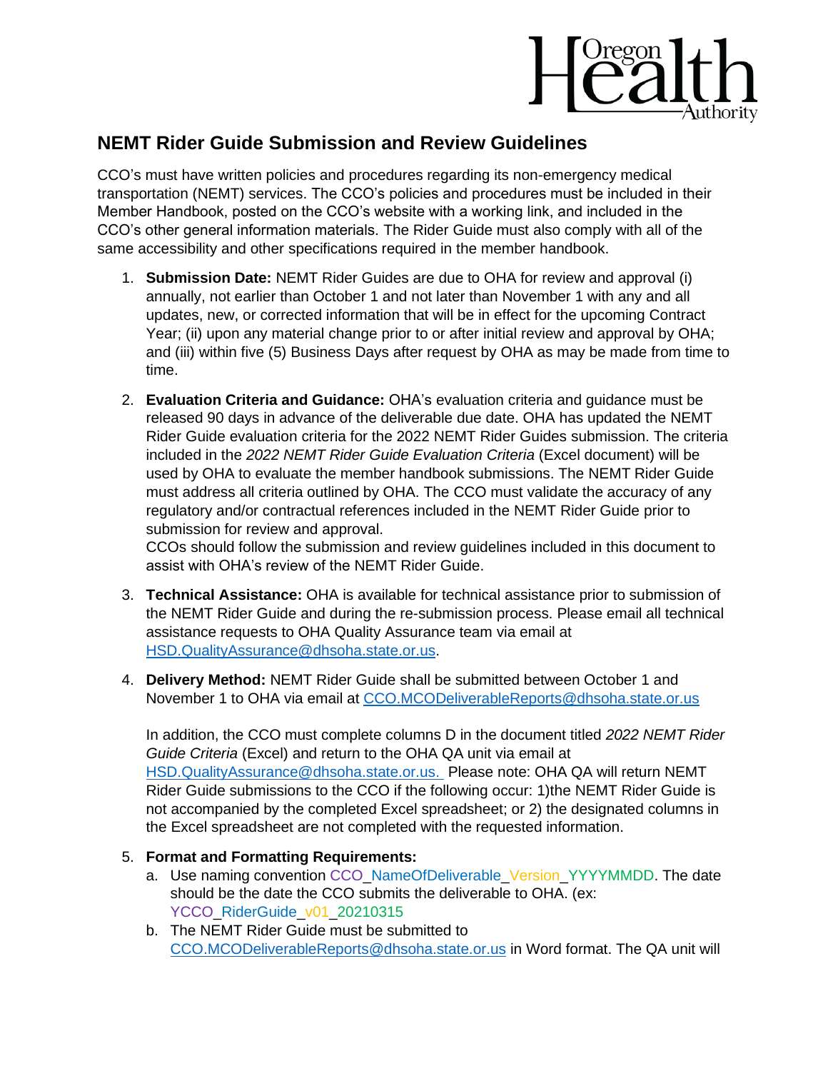## NEMT Rider Guide Submission and Review Guidelines

CCO's must have written policies and procedures regarding its non-emergency medical transportation (NEMT) services. The CCO's policies and procedures must be included in their Member Handbook, posted on the CCO's website with a working link, and included in the CCO's other general information materials. The Rider Guide must also comply with all of the same accessibility and other specifications required in the member handbook.

1. **Submission Date:** NEMT Rider Guides are due to OHA for review and approval (i) annually, not earlier than October 1 and not later than November 1 with any and all updates, new, or corrected information that will be in effect for the upcoming Contract Year; (ii) upon any material change prior to or after initial review and approval by OHA; and (iii) within five (5) Business Days after request by OHA as may be made from time to time.

2. **Evaluation Criteria and Guidance:** OHA's evaluation criteria and guidance must be released 90 days in advance of the deliverable due date. OHA has updated the NEMT Rider Guide evaluation criteria for the 2022 NEMT Rider Guides submission. The criteria included in the *2022 NEMT Rider Guide Evaluation Criteria* (Excel document) will be used by OHA to evaluate the member handbook submissions. The NEMT Rider Guide must address all criteria outlined by OHA. The CCO must validate the accuracy of any regulatory and/or contractual references included in the NEMT Rider Guide prior to submission for review and approval.
   CCOs should follow the submission and review guidelines included in this document to assist with OHA's review of the NEMT Rider Guide.

3. **Technical Assistance:** OHA is available for technical assistance prior to submission of the NEMT Rider Guide and during the re-submission process. Please email all technical assistance requests to OHA Quality Assurance team via email at HSD.QualityAssurance@dhsoha.state.or.us.

4. **Delivery Method:** NEMT Rider Guide shall be submitted between October 1 and November 1 to OHA via email at CCO.MCODeliverableReports@dhsoha.state.or.us

   In addition, the CCO must complete columns D in the document titled *2022 NEMT Rider Guide Criteria* (Excel) and return to the OHA QA unit via email at HSD.QualityAssurance@dhsoha.state.or.us. Please note: OHA QA will return NEMT Rider Guide submissions to the CCO if the following occur: 1)the NEMT Rider Guide is not accompanied by the completed Excel spreadsheet; or 2) the designated columns in the Excel spreadsheet are not completed with the requested information.

5. **Format and Formatting Requirements:**
   a. Use naming convention CCO_NameOfDeliverable_Version_YYYYMMDD. The date should be the date the CCO submits the deliverable to OHA. (ex: YCCO_RiderGuide_v01_20210315
   b. The NEMT Rider Guide must be submitted to CCO.MCODeliverableReports@dhsoha.state.or.us in Word format. The QA unit will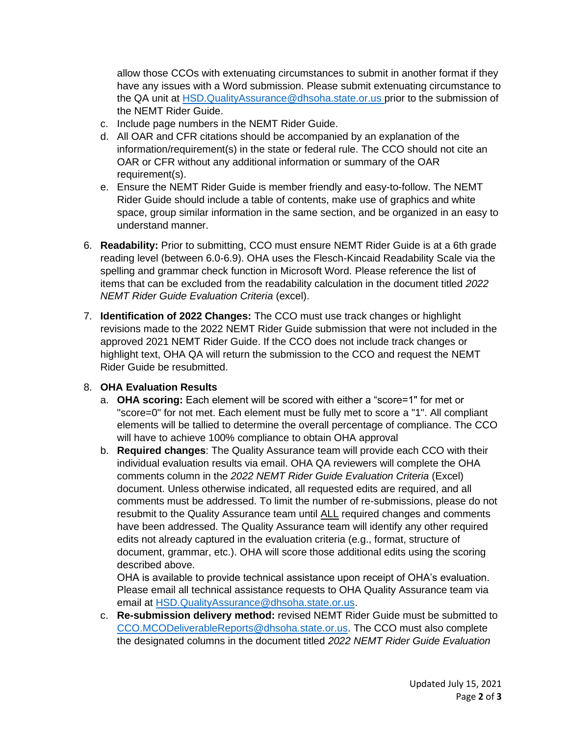allow those CCOs with extenuating circumstances to submit in another format if they have any issues with a Word submission. Please submit extenuating circumstance to the QA unit at HSD.QualityAssurance@dhsoha.state.or.us prior to the submission of the NEMT Rider Guide.

   c. Include page numbers in the NEMT Rider Guide.
   d. All OAR and CFR citations should be accompanied by an explanation of the information/requirement(s) in the state or federal rule. The CCO should not cite an OAR or CFR without any additional information or summary of the OAR requirement(s).
   e. Ensure the NEMT Rider Guide is member friendly and easy-to-follow. The NEMT Rider Guide should include a table of contents, make use of graphics and white space, group similar information in the same section, and be organized in an easy to understand manner.

6. **Readability:** Prior to submitting, CCO must ensure NEMT Rider Guide is at a 6th grade reading level (between 6.0-6.9). OHA uses the Flesch-Kincaid Readability Scale via the spelling and grammar check function in Microsoft Word. Please reference the list of items that can be excluded from the readability calculation in the document titled *2022 NEMT Rider Guide Evaluation Criteria* (excel).

7. **Identification of 2022 Changes:** The CCO must use track changes or highlight revisions made to the 2022 NEMT Rider Guide submission that were not included in the approved 2021 NEMT Rider Guide. If the CCO does not include track changes or highlight text, OHA QA will return the submission to the CCO and request the NEMT Rider Guide be resubmitted.

8. **OHA Evaluation Results**
   a. **OHA scoring:** Each element will be scored with either a “score=1" for met or "score=0" for not met. Each element must be fully met to score a "1". All compliant elements will be tallied to determine the overall percentage of compliance. The CCO will have to achieve 100% compliance to obtain OHA approval
   b. **Required changes**: The Quality Assurance team will provide each CCO with their individual evaluation results via email. OHA QA reviewers will complete the OHA comments column in the *2022 NEMT Rider Guide Evaluation Criteria* (Excel) document. Unless otherwise indicated, all requested edits are required, and all comments must be addressed. To limit the number of re-submissions, please do not resubmit to the Quality Assurance team until ALL required changes and comments have been addressed. The Quality Assurance team will identify any other required edits not already captured in the evaluation criteria (e.g., format, structure of document, grammar, etc.). OHA will score those additional edits using the scoring described above.
   OHA is available to provide technical assistance upon receipt of OHA’s evaluation. Please email all technical assistance requests to OHA Quality Assurance team via email at HSD.QualityAssurance@dhsoha.state.or.us.
   c. **Re-submission delivery method:** revised NEMT Rider Guide must be submitted to CCO.MCODeliverableReports@dhsoha.state.or.us. The CCO must also complete the designated columns in the document titled *2022 NEMT Rider Guide Evaluation*

Updated July 15, 2021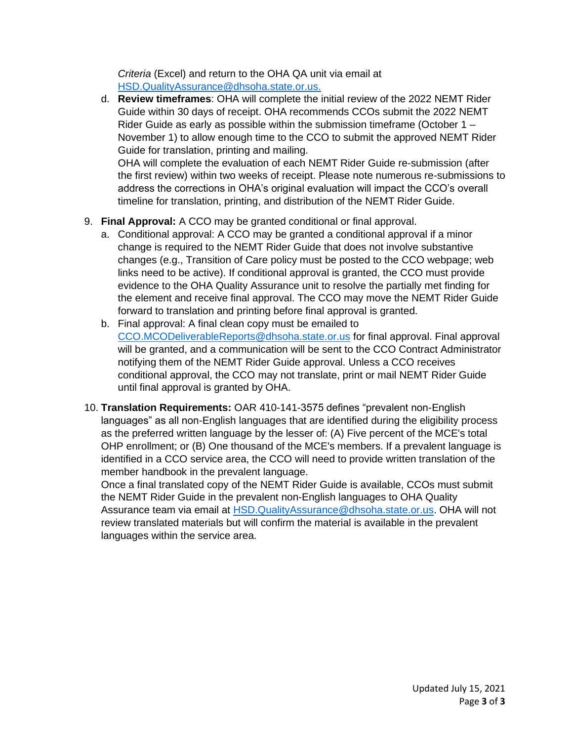*Criteria* (Excel) and return to the OHA QA unit via email at HSD.QualityAssurance@dhsoha.state.or.us.

d. **Review timeframes**: OHA will complete the initial review of the 2022 NEMT Rider Guide within 30 days of receipt. OHA recommends CCOs submit the 2022 NEMT Rider Guide as early as possible within the submission timeframe (October 1 – November 1) to allow enough time to the CCO to submit the approved NEMT Rider Guide for translation, printing and mailing.
   OHA will complete the evaluation of each NEMT Rider Guide re-submission (after the first review) within two weeks of receipt. Please note numerous re-submissions to address the corrections in OHA's original evaluation will impact the CCO's overall timeline for translation, printing, and distribution of the NEMT Rider Guide.

9. **Final Approval:** A CCO may be granted conditional or final approval.
   a. Conditional approval: A CCO may be granted a conditional approval if a minor change is required to the NEMT Rider Guide that does not involve substantive changes (e.g., Transition of Care policy must be posted to the CCO webpage; web links need to be active). If conditional approval is granted, the CCO must provide evidence to the OHA Quality Assurance unit to resolve the partially met finding for the element and receive final approval. The CCO may move the NEMT Rider Guide forward to translation and printing before final approval is granted.
   b. Final approval: A final clean copy must be emailed to CCO.MCODeliverableReports@dhsoha.state.or.us for final approval. Final approval will be granted, and a communication will be sent to the CCO Contract Administrator notifying them of the NEMT Rider Guide approval. Unless a CCO receives conditional approval, the CCO may not translate, print or mail NEMT Rider Guide until final approval is granted by OHA.

10. **Translation Requirements:** OAR 410-141-3575 defines "prevalent non-English languages" as all non-English languages that are identified during the eligibility process as the preferred written language by the lesser of: (A) Five percent of the MCE's total OHP enrollment; or (B) One thousand of the MCE's members. If a prevalent language is identified in a CCO service area, the CCO will need to provide written translation of the member handbook in the prevalent language.
    Once a final translated copy of the NEMT Rider Guide is available, CCOs must submit the NEMT Rider Guide in the prevalent non-English languages to OHA Quality Assurance team via email at HSD.QualityAssurance@dhsoha.state.or.us. OHA will not review translated materials but will confirm the material is available in the prevalent languages within the service area.

Updated July 15, 2021